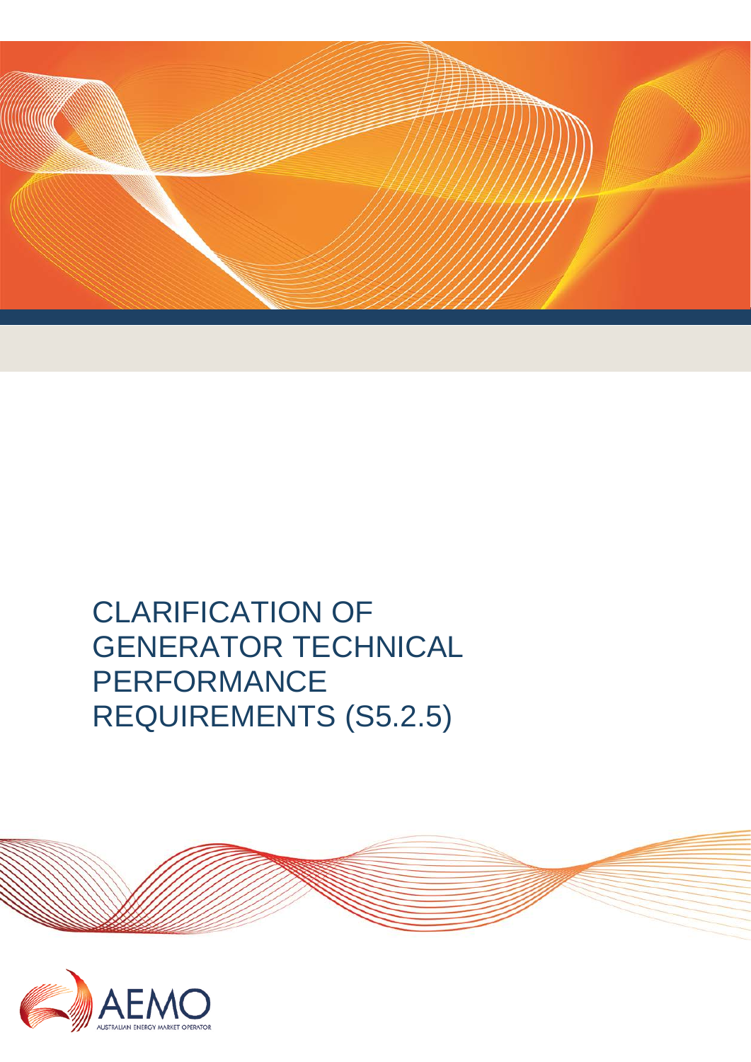# CLARIFICATION OF GENERATOR TECHNICAL PERFORMANCE REQUIREMENTS (S5.2.5)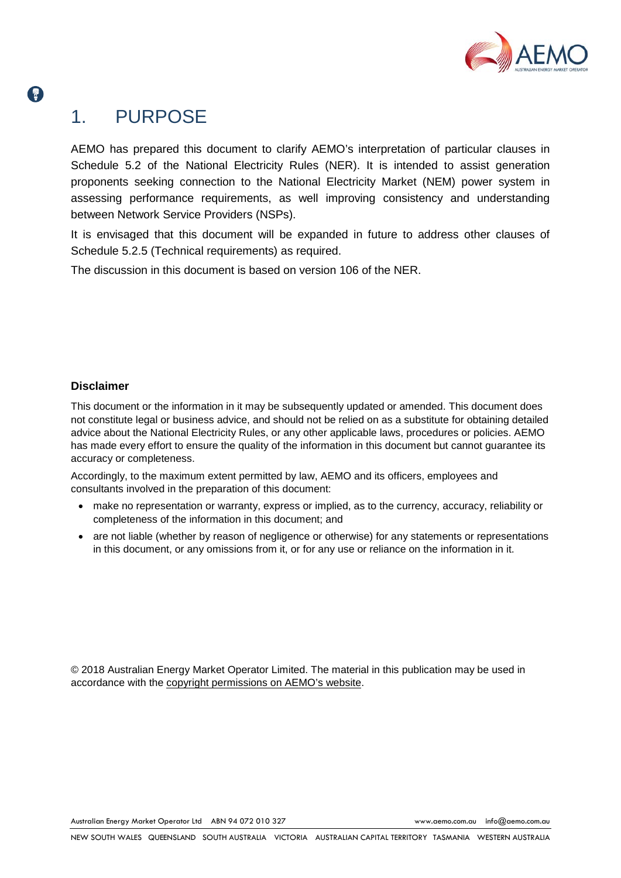# 1. PURPOSE

AEMO has prepared this document to clarify AEMO's interpretation of particular clauses in Schedule 5.2 of the National Electricity Rules (NER). It is intended to assist generation proponents seeking connection to the National Electricity Market (NEM) power system in assessing performance requirements, as well improving consistency and understanding between Network Service Providers (NSPs).

It is envisaged that this document will be expanded in future to address other clauses of Schedule 5.2.5 (Technical requirements) as required.

The discussion in this document is based on version 106 of the NER.

**Disclaimer**

This document or the information in it may be subsequently updated or amended. This document does not constitute legal or business advice, and should not be relied on as a substitute for obtaining detailed advice about the National Electricity Rules, or any other applicable laws, procedures or policies. AEMO has made every effort to ensure the quality of the information in this document but cannot guarantee its accuracy or completeness.

Accordingly, to the maximum extent permitted by law, AEMO and its officers, employees and consultants involved in the preparation of this document:

- make no representation or warranty, express or implied, as to the currency, accuracy, reliability or completeness of the information in this document; and
- are not liable (whether by reason of negligence or otherwise) for any statements or representations in this document, or any omissions from it, or for any use or reliance on the information in it.

© 2018 Australian Energy Market Operator Limited. The material in this publication may be used in accordance with the copyright permissions on AEMO's website.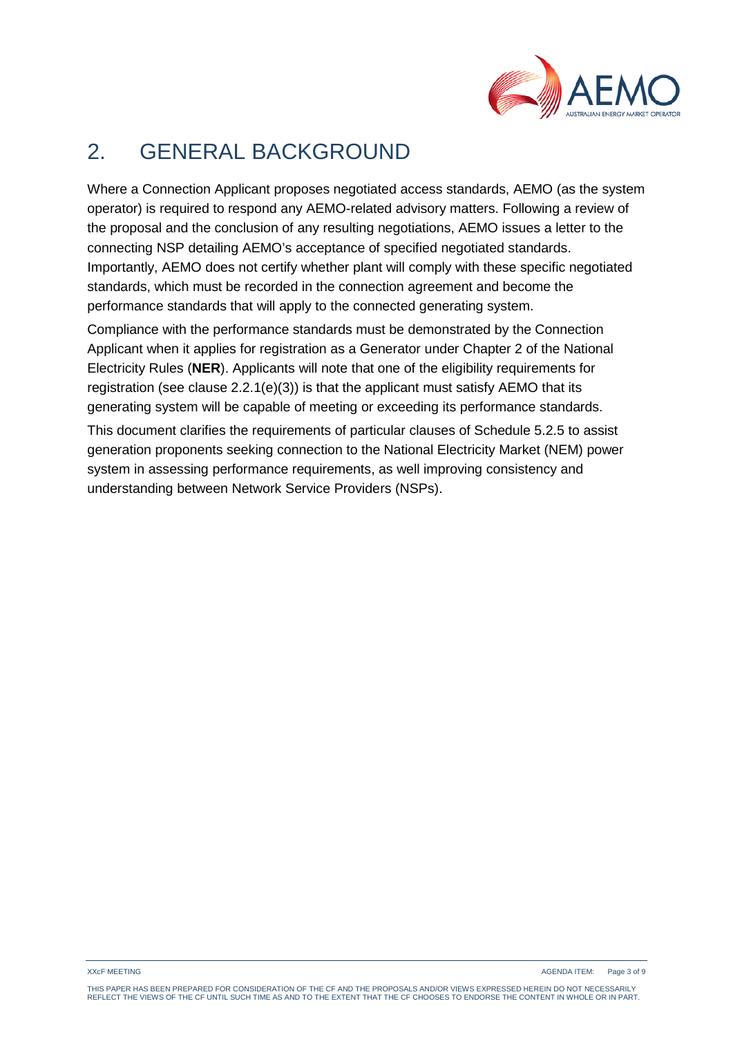# 2. GENERAL BACKGROUND

Where a Connection Applicant proposes negotiated access standards, AEMO (as the system operator) is required to respond any AEMO-related advisory matters. Following a review of the proposal and the conclusion of any resulting negotiations, AEMO issues a letter to the connecting NSP detailing AEMO's acceptance of specified negotiated standards. Importantly, AEMO does not certify whether plant will comply with these specific negotiated standards, which must be recorded in the connection agreement and become the performance standards that will apply to the connected generating system.

Compliance with the performance standards must be demonstrated by the Connection Applicant when it applies for registration as a Generator under Chapter 2 of the National Electricity Rules (**NER**). Applicants will note that one of the eligibility requirements for registration (see clause 2.2.1(e)(3)) is that the applicant must satisfy AEMO that its generating system will be capable of meeting or exceeding its performance standards.

This document clarifies the requirements of particular clauses of Schedule 5.2.5 to assist generation proponents seeking connection to the National Electricity Market (NEM) power system in assessing performance requirements, as well improving consistency and understanding between Network Service Providers (NSPs).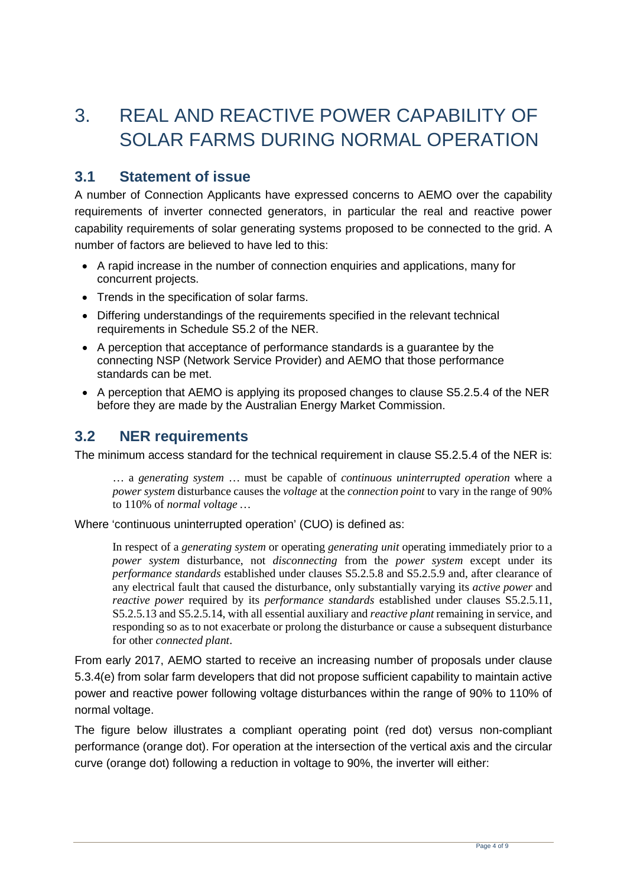# 3. REAL AND REACTIVE POWER CAPABILITY OF SOLAR FARMS DURING NORMAL OPERATION

## 3.1 Statement of issue

A number of Connection Applicants have expressed concerns to AEMO over the capability requirements of inverter connected generators, in particular the real and reactive power capability requirements of solar generating systems proposed to be connected to the grid. A number of factors are believed to have led to this:

- A rapid increase in the number of connection enquiries and applications, many for concurrent projects.
- Trends in the specification of solar farms.
- Differing understandings of the requirements specified in the relevant technical requirements in Schedule S5.2 of the NER.
- A perception that acceptance of performance standards is a guarantee by the connecting NSP (Network Service Provider) and AEMO that those performance standards can be met.
- A perception that AEMO is applying its proposed changes to clause S5.2.5.4 of the NER before they are made by the Australian Energy Market Commission.

## 3.2 NER requirements

The minimum access standard for the technical requirement in clause S5.2.5.4 of the NER is:

> … a *generating system* … must be capable of *continuous uninterrupted operation* where a *power system* disturbance causes the *voltage* at the *connection point* to vary in the range of 90% to 110% of *normal voltage* …

Where 'continuous uninterrupted operation' (CUO) is defined as:

> In respect of a *generating system* or operating *generating unit* operating immediately prior to a *power system* disturbance, not *disconnecting* from the *power system* except under its *performance standards* established under clauses S5.2.5.8 and S5.2.5.9 and, after clearance of any electrical fault that caused the disturbance, only substantially varying its *active power* and *reactive power* required by its *performance standards* established under clauses S5.2.5.11, S5.2.5.13 and S5.2.5.14, with all essential auxiliary and *reactive plant* remaining in service, and responding so as to not exacerbate or prolong the disturbance or cause a subsequent disturbance for other *connected plant*.

From early 2017, AEMO started to receive an increasing number of proposals under clause 5.3.4(e) from solar farm developers that did not propose sufficient capability to maintain active power and reactive power following voltage disturbances within the range of 90% to 110% of normal voltage.

The figure below illustrates a compliant operating point (red dot) versus non-compliant performance (orange dot). For operation at the intersection of the vertical axis and the circular curve (orange dot) following a reduction in voltage to 90%, the inverter will either: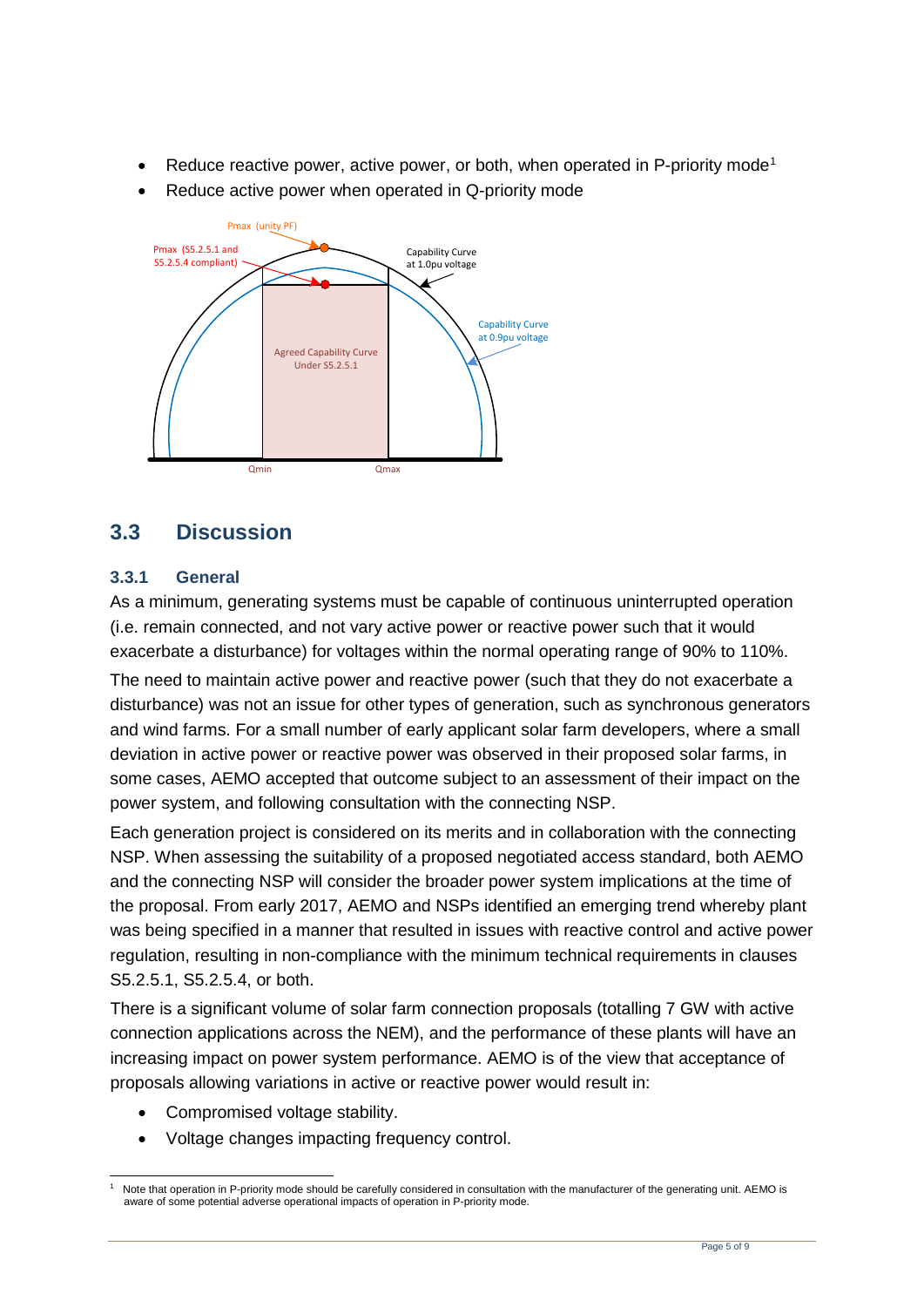- Reduce reactive power, active power, or both, when operated in P-priority mode[1]
- Reduce active power when operated in Q-priority mode

## 3.3 Discussion

### 3.3.1 General

As a minimum, generating systems must be capable of continuous uninterrupted operation (i.e. remain connected, and not vary active power or reactive power such that it would exacerbate a disturbance) for voltages within the normal operating range of 90% to 110%.

The need to maintain active power and reactive power (such that they do not exacerbate a disturbance) was not an issue for other types of generation, such as synchronous generators and wind farms. For a small number of early applicant solar farm developers, where a small deviation in active power or reactive power was observed in their proposed solar farms, in some cases, AEMO accepted that outcome subject to an assessment of their impact on the power system, and following consultation with the connecting NSP.

Each generation project is considered on its merits and in collaboration with the connecting NSP. When assessing the suitability of a proposed negotiated access standard, both AEMO and the connecting NSP will consider the broader power system implications at the time of the proposal. From early 2017, AEMO and NSPs identified an emerging trend whereby plant was being specified in a manner that resulted in issues with reactive control and active power regulation, resulting in non-compliance with the minimum technical requirements in clauses S5.2.5.1, S5.2.5.4, or both.

There is a significant volume of solar farm connection proposals (totalling 7 GW with active connection applications across the NEM), and the performance of these plants will have an increasing impact on power system performance. AEMO is of the view that acceptance of proposals allowing variations in active or reactive power would result in:

- Compromised voltage stability.
- Voltage changes impacting frequency control.

[1] Note that operation in P-priority mode should be carefully considered in consultation with the manufacturer of the generating unit. AEMO is aware of some potential adverse operational impacts of operation in P-priority mode.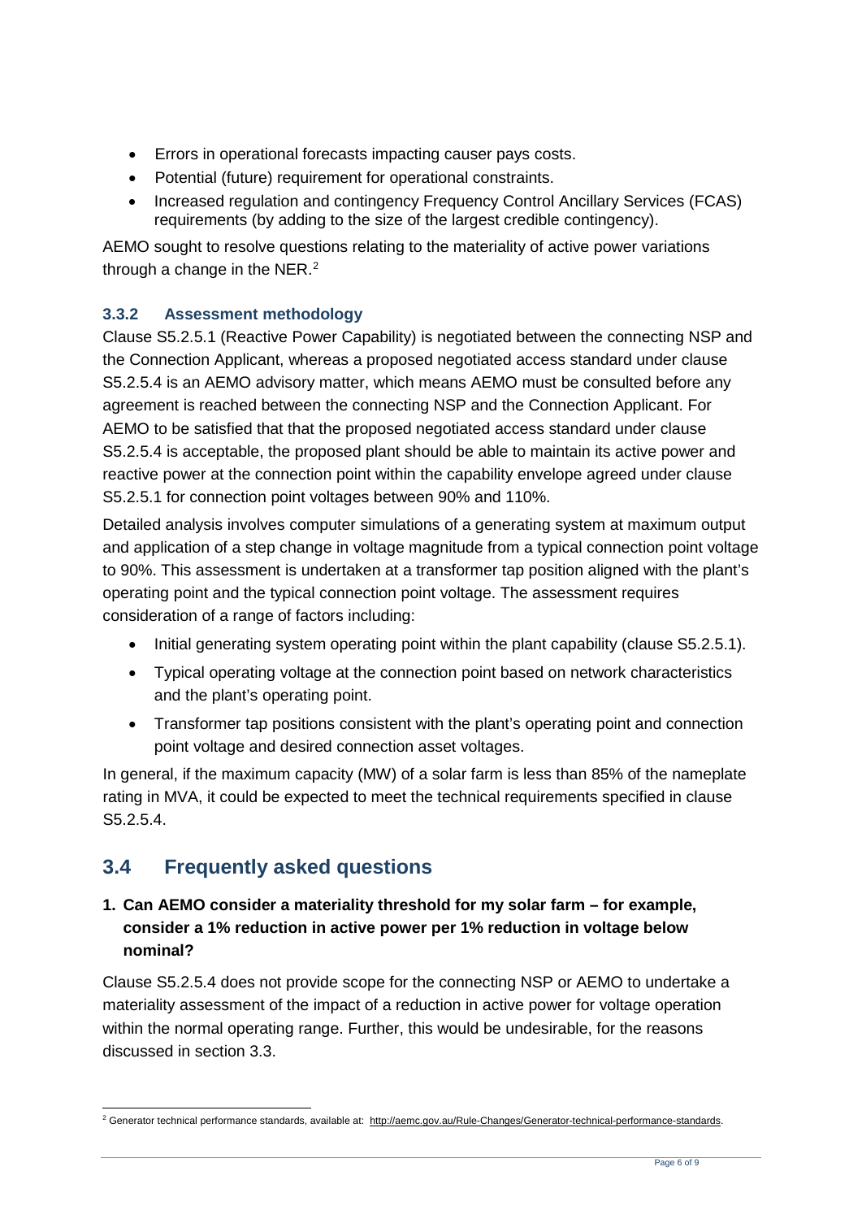- Errors in operational forecasts impacting causer pays costs.
- Potential (future) requirement for operational constraints.
- Increased regulation and contingency Frequency Control Ancillary Services (FCAS) requirements (by adding to the size of the largest credible contingency).

AEMO sought to resolve questions relating to the materiality of active power variations through a change in the NER.[2]

### 3.3.2 Assessment methodology

Clause S5.2.5.1 (Reactive Power Capability) is negotiated between the connecting NSP and the Connection Applicant, whereas a proposed negotiated access standard under clause S5.2.5.4 is an AEMO advisory matter, which means AEMO must be consulted before any agreement is reached between the connecting NSP and the Connection Applicant. For AEMO to be satisfied that that the proposed negotiated access standard under clause S5.2.5.4 is acceptable, the proposed plant should be able to maintain its active power and reactive power at the connection point within the capability envelope agreed under clause S5.2.5.1 for connection point voltages between 90% and 110%.

Detailed analysis involves computer simulations of a generating system at maximum output and application of a step change in voltage magnitude from a typical connection point voltage to 90%. This assessment is undertaken at a transformer tap position aligned with the plant's operating point and the typical connection point voltage. The assessment requires consideration of a range of factors including:

- Initial generating system operating point within the plant capability (clause S5.2.5.1).
- Typical operating voltage at the connection point based on network characteristics and the plant's operating point.
- Transformer tap positions consistent with the plant's operating point and connection point voltage and desired connection asset voltages.

In general, if the maximum capacity (MW) of a solar farm is less than 85% of the nameplate rating in MVA, it could be expected to meet the technical requirements specified in clause S5.2.5.4.

## 3.4 Frequently asked questions

**1. Can AEMO consider a materiality threshold for my solar farm – for example, consider a 1% reduction in active power per 1% reduction in voltage below nominal?**

Clause S5.2.5.4 does not provide scope for the connecting NSP or AEMO to undertake a materiality assessment of the impact of a reduction in active power for voltage operation within the normal operating range. Further, this would be undesirable, for the reasons discussed in section 3.3.

[2] Generator technical performance standards, available at: http://aemc.gov.au/Rule-Changes/Generator-technical-performance-standards.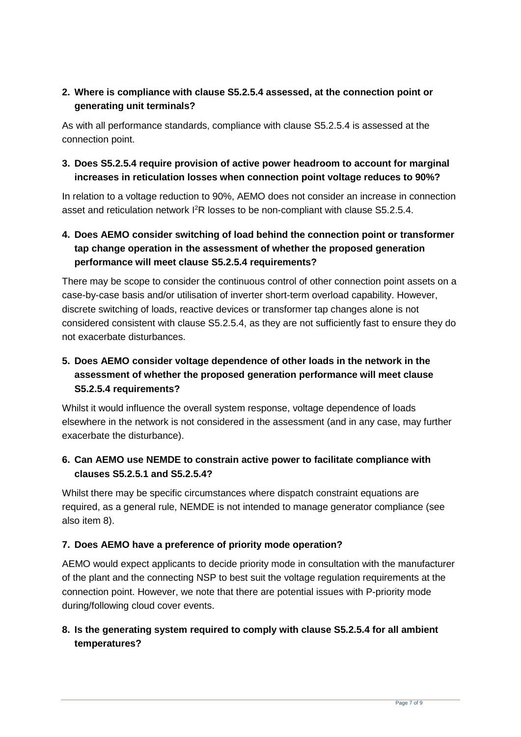**2. Where is compliance with clause S5.2.5.4 assessed, at the connection point or generating unit terminals?**

As with all performance standards, compliance with clause S5.2.5.4 is assessed at the connection point.

**3. Does S5.2.5.4 require provision of active power headroom to account for marginal increases in reticulation losses when connection point voltage reduces to 90%?**

In relation to a voltage reduction to 90%, AEMO does not consider an increase in connection asset and reticulation network $I^2R$ losses to be non-compliant with clause S5.2.5.4.

**4. Does AEMO consider switching of load behind the connection point or transformer tap change operation in the assessment of whether the proposed generation performance will meet clause S5.2.5.4 requirements?**

There may be scope to consider the continuous control of other connection point assets on a case-by-case basis and/or utilisation of inverter short-term overload capability. However, discrete switching of loads, reactive devices or transformer tap changes alone is not considered consistent with clause S5.2.5.4, as they are not sufficiently fast to ensure they do not exacerbate disturbances.

**5. Does AEMO consider voltage dependence of other loads in the network in the assessment of whether the proposed generation performance will meet clause S5.2.5.4 requirements?**

Whilst it would influence the overall system response, voltage dependence of loads elsewhere in the network is not considered in the assessment (and in any case, may further exacerbate the disturbance).

**6. Can AEMO use NEMDE to constrain active power to facilitate compliance with clauses S5.2.5.1 and S5.2.5.4?**

Whilst there may be specific circumstances where dispatch constraint equations are required, as a general rule, NEMDE is not intended to manage generator compliance (see also item 8).

**7. Does AEMO have a preference of priority mode operation?**

AEMO would expect applicants to decide priority mode in consultation with the manufacturer of the plant and the connecting NSP to best suit the voltage regulation requirements at the connection point. However, we note that there are potential issues with P-priority mode during/following cloud cover events.

**8. Is the generating system required to comply with clause S5.2.5.4 for all ambient temperatures?**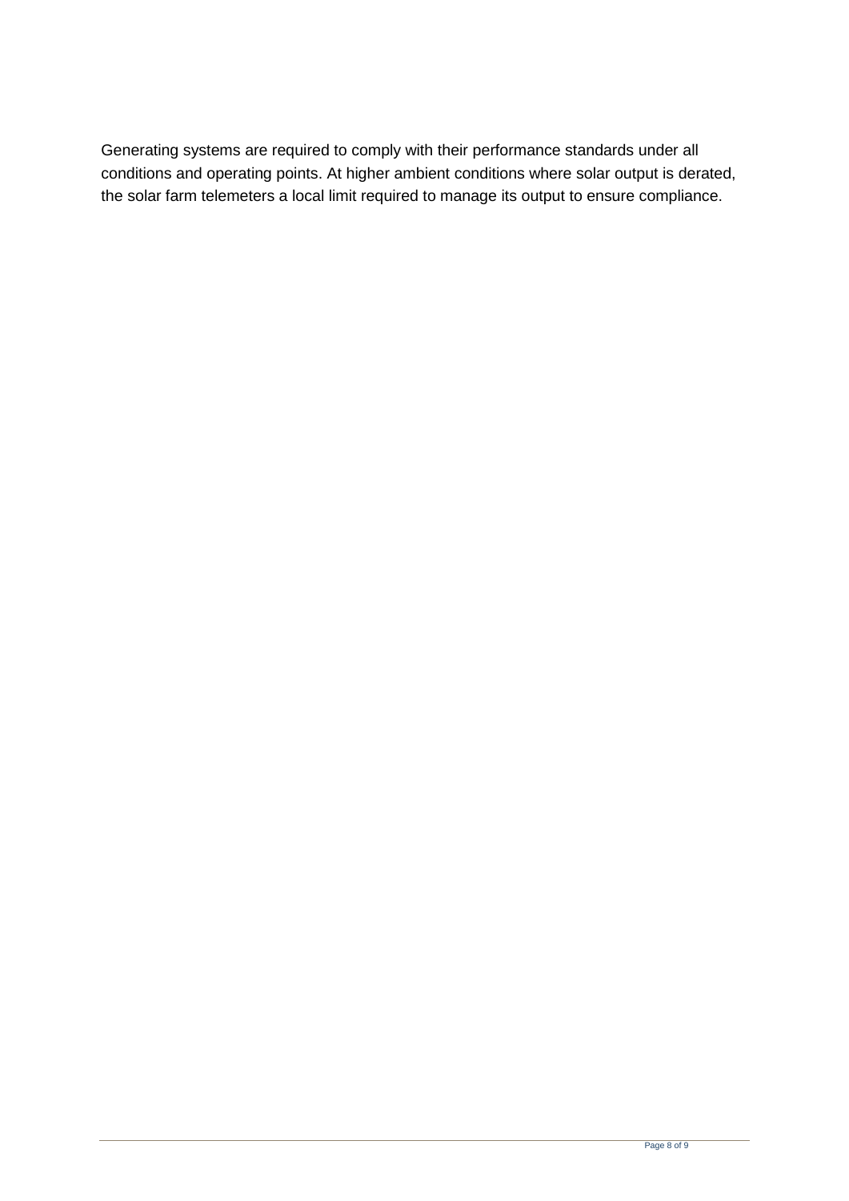Generating systems are required to comply with their performance standards under all conditions and operating points. At higher ambient conditions where solar output is derated, the solar farm telemeters a local limit required to manage its output to ensure compliance.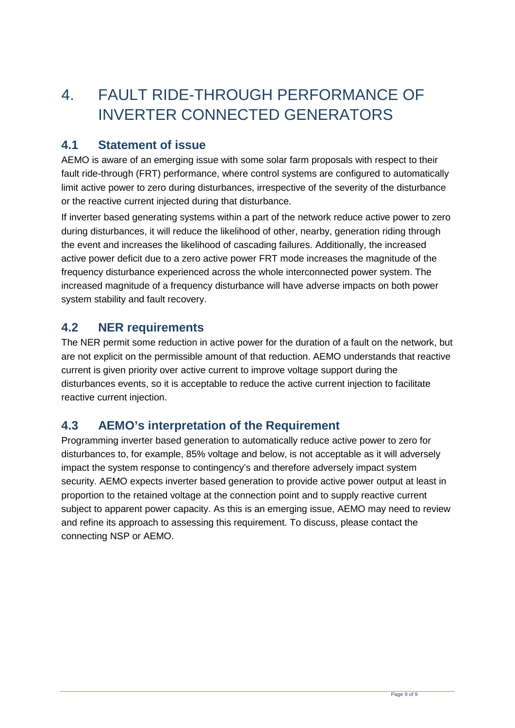# 4. FAULT RIDE-THROUGH PERFORMANCE OF INVERTER CONNECTED GENERATORS

## 4.1 Statement of issue

AEMO is aware of an emerging issue with some solar farm proposals with respect to their fault ride-through (FRT) performance, where control systems are configured to automatically limit active power to zero during disturbances, irrespective of the severity of the disturbance or the reactive current injected during that disturbance.

If inverter based generating systems within a part of the network reduce active power to zero during disturbances, it will reduce the likelihood of other, nearby, generation riding through the event and increases the likelihood of cascading failures. Additionally, the increased active power deficit due to a zero active power FRT mode increases the magnitude of the frequency disturbance experienced across the whole interconnected power system. The increased magnitude of a frequency disturbance will have adverse impacts on both power system stability and fault recovery.

## 4.2 NER requirements

The NER permit some reduction in active power for the duration of a fault on the network, but are not explicit on the permissible amount of that reduction. AEMO understands that reactive current is given priority over active current to improve voltage support during the disturbances events, so it is acceptable to reduce the active current injection to facilitate reactive current injection.

## 4.3 AEMO's interpretation of the Requirement

Programming inverter based generation to automatically reduce active power to zero for disturbances to, for example, 85% voltage and below, is not acceptable as it will adversely impact the system response to contingency's and therefore adversely impact system security. AEMO expects inverter based generation to provide active power output at least in proportion to the retained voltage at the connection point and to supply reactive current subject to apparent power capacity. As this is an emerging issue, AEMO may need to review and refine its approach to assessing this requirement. To discuss, please contact the connecting NSP or AEMO.